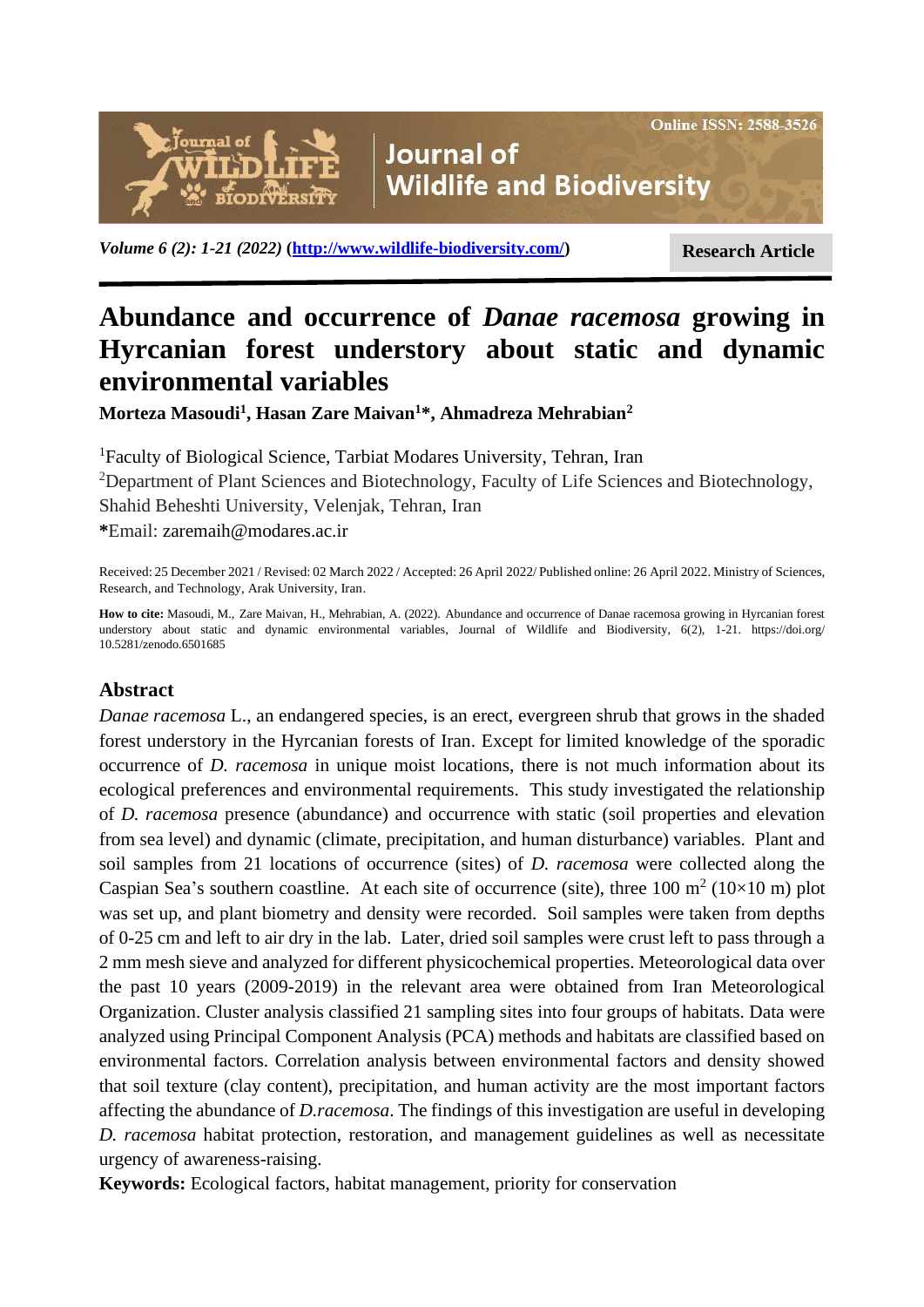# Abundance and occurrence of *Danae racemosa* growing in Hyrcanian forest understory about static and dynamic environmental variables

**Morteza Masoudi[1], Hasan Zare Maivan[1]*, Ahmadreza Mehrabian[2]**

[1]Faculty of Biological Science, Tarbiat Modares University, Tehran, Iran
[2]Department of Plant Sciences and Biotechnology, Faculty of Life Sciences and Biotechnology, Shahid Beheshti University, Velenjak, Tehran, Iran
**\***Email: zaremaih@modares.ac.ir

Received: 25 December 2021 / Revised: 02 March 2022 / Accepted: 26 April 2022/ Published online: 26 April 2022. Ministry of Sciences, Research, and Technology, Arak University, Iran.

**How to cite:** Masoudi, M., Zare Maivan, H., Mehrabian, A. (2022). Abundance and occurrence of Danae racemosa growing in Hyrcanian forest understory about static and dynamic environmental variables, Journal of Wildlife and Biodiversity, 6(2), 1-21. https://doi.org/ 10.5281/zenodo.6501685

## Abstract

*Danae racemosa* L., an endangered species, is an erect, evergreen shrub that grows in the shaded forest understory in the Hyrcanian forests of Iran. Except for limited knowledge of the sporadic occurrence of *D. racemosa* in unique moist locations, there is not much information about its ecological preferences and environmental requirements. This study investigated the relationship of *D. racemosa* presence (abundance) and occurrence with static (soil properties and elevation from sea level) and dynamic (climate, precipitation, and human disturbance) variables. Plant and soil samples from 21 locations of occurrence (sites) of *D. racemosa* were collected along the Caspian Sea's southern coastline. At each site of occurrence (site), three 100 $m^2$ (10×10 m) plot was set up, and plant biometry and density were recorded. Soil samples were taken from depths of 0-25 cm and left to air dry in the lab. Later, dried soil samples were crust left to pass through a 2 mm mesh sieve and analyzed for different physicochemical properties. Meteorological data over the past 10 years (2009-2019) in the relevant area were obtained from Iran Meteorological Organization. Cluster analysis classified 21 sampling sites into four groups of habitats. Data were analyzed using Principal Component Analysis (PCA) methods and habitats are classified based on environmental factors. Correlation analysis between environmental factors and density showed that soil texture (clay content), precipitation, and human activity are the most important factors affecting the abundance of *D.racemosa*. The findings of this investigation are useful in developing *D. racemosa* habitat protection, restoration, and management guidelines as well as necessitate urgency of awareness-raising.

**Keywords:** Ecological factors, habitat management, priority for conservation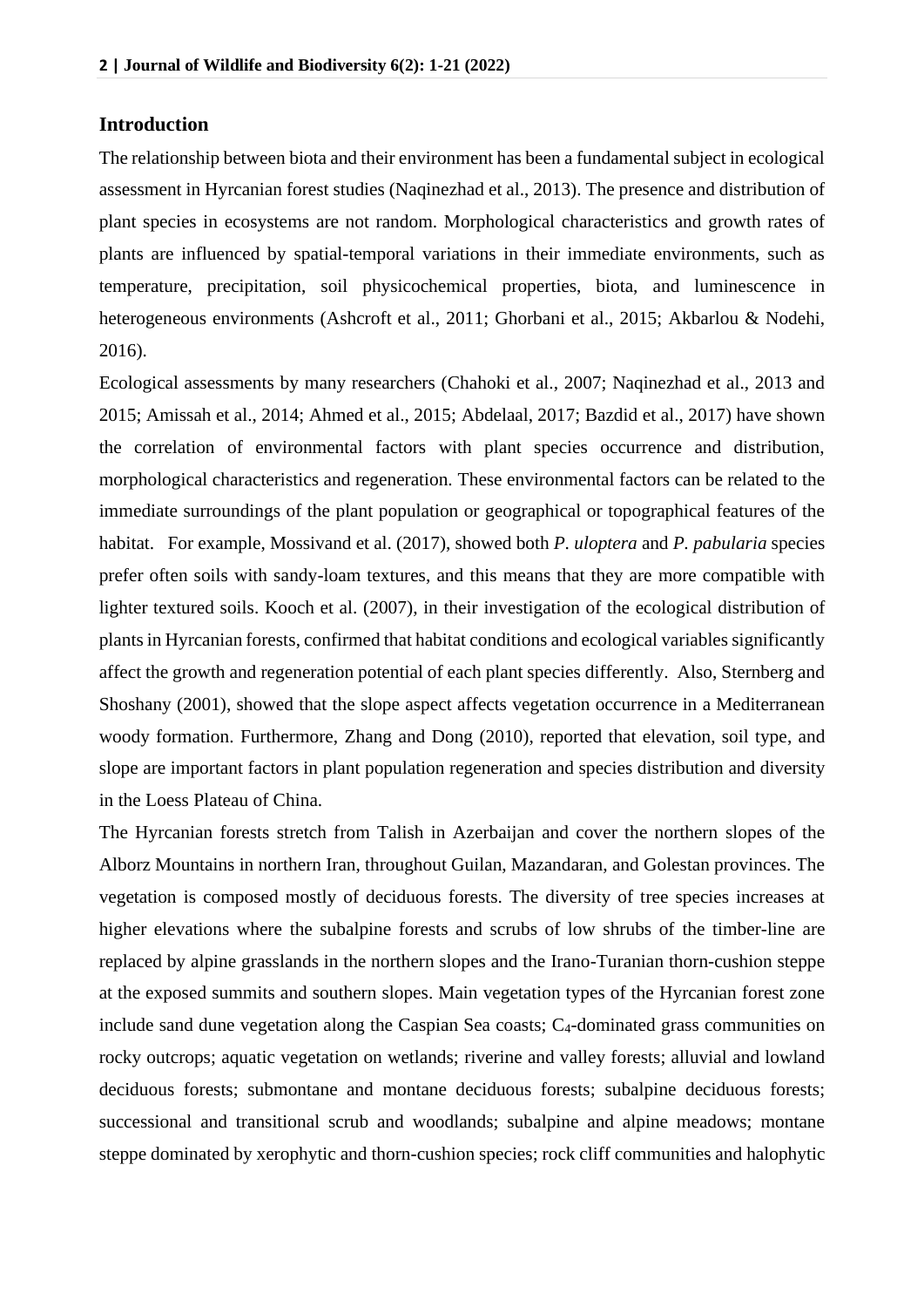## Introduction

The relationship between biota and their environment has been a fundamental subject in ecological assessment in Hyrcanian forest studies (Naqinezhad et al., 2013). The presence and distribution of plant species in ecosystems are not random. Morphological characteristics and growth rates of plants are influenced by spatial-temporal variations in their immediate environments, such as temperature, precipitation, soil physicochemical properties, biota, and luminescence in heterogeneous environments (Ashcroft et al., 2011; Ghorbani et al., 2015; Akbarlou & Nodehi, 2016).

Ecological assessments by many researchers (Chahoki et al., 2007; Naqinezhad et al., 2013 and 2015; Amissah et al., 2014; Ahmed et al., 2015; Abdelaal, 2017; Bazdid et al., 2017) have shown the correlation of environmental factors with plant species occurrence and distribution, morphological characteristics and regeneration. These environmental factors can be related to the immediate surroundings of the plant population or geographical or topographical features of the habitat. For example, Mossivand et al. (2017), showed both *P. uloptera* and *P. pabularia* species prefer often soils with sandy-loam textures, and this means that they are more compatible with lighter textured soils. Kooch et al. (2007), in their investigation of the ecological distribution of plants in Hyrcanian forests, confirmed that habitat conditions and ecological variables significantly affect the growth and regeneration potential of each plant species differently. Also, Sternberg and Shoshany (2001), showed that the slope aspect affects vegetation occurrence in a Mediterranean woody formation. Furthermore, Zhang and Dong (2010), reported that elevation, soil type, and slope are important factors in plant population regeneration and species distribution and diversity in the Loess Plateau of China.

The Hyrcanian forests stretch from Talish in Azerbaijan and cover the northern slopes of the Alborz Mountains in northern Iran, throughout Guilan, Mazandaran, and Golestan provinces. The vegetation is composed mostly of deciduous forests. The diversity of tree species increases at higher elevations where the subalpine forests and scrubs of low shrubs of the timber-line are replaced by alpine grasslands in the northern slopes and the Irano-Turanian thorn-cushion steppe at the exposed summits and southern slopes. Main vegetation types of the Hyrcanian forest zone include sand dune vegetation along the Caspian Sea coasts; $C_4$-dominated grass communities on rocky outcrops; aquatic vegetation on wetlands; riverine and valley forests; alluvial and lowland deciduous forests; submontane and montane deciduous forests; subalpine deciduous forests; successional and transitional scrub and woodlands; subalpine and alpine meadows; montane steppe dominated by xerophytic and thorn-cushion species; rock cliff communities and halophytic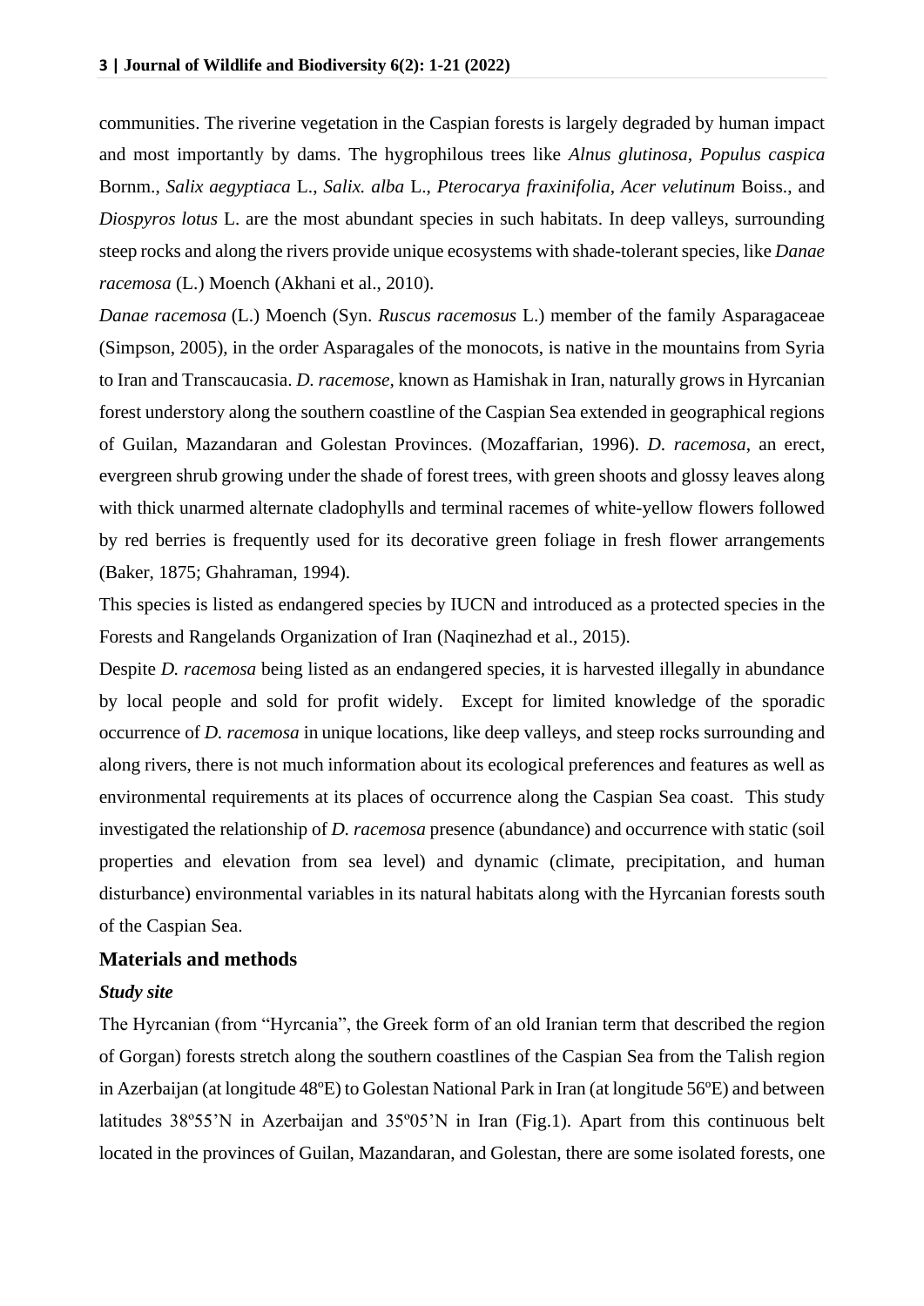communities. The riverine vegetation in the Caspian forests is largely degraded by human impact and most importantly by dams. The hygrophilous trees like *Alnus glutinosa*, *Populus caspica* Bornm., *Salix aegyptiaca* L., *Salix. alba* L., *Pterocarya fraxinifolia*, *Acer velutinum* Boiss., and *Diospyros lotus* L. are the most abundant species in such habitats. In deep valleys, surrounding steep rocks and along the rivers provide unique ecosystems with shade-tolerant species, like *Danae racemosa* (L.) Moench (Akhani et al., 2010).

*Danae racemosa* (L.) Moench (Syn. *Ruscus racemosus* L.) member of the family Asparagaceae (Simpson, 2005), in the order Asparagales of the monocots, is native in the mountains from Syria to Iran and Transcaucasia. *D. racemose*, known as Hamishak in Iran, naturally grows in Hyrcanian forest understory along the southern coastline of the Caspian Sea extended in geographical regions of Guilan, Mazandaran and Golestan Provinces. (Mozaffarian, 1996). *D. racemosa*, an erect, evergreen shrub growing under the shade of forest trees, with green shoots and glossy leaves along with thick unarmed alternate cladophylls and terminal racemes of white-yellow flowers followed by red berries is frequently used for its decorative green foliage in fresh flower arrangements (Baker, 1875; Ghahraman, 1994).

This species is listed as endangered species by IUCN and introduced as a protected species in the Forests and Rangelands Organization of Iran (Naqinezhad et al., 2015).

Despite *D. racemosa* being listed as an endangered species, it is harvested illegally in abundance by local people and sold for profit widely. Except for limited knowledge of the sporadic occurrence of *D. racemosa* in unique locations, like deep valleys, and steep rocks surrounding and along rivers, there is not much information about its ecological preferences and features as well as environmental requirements at its places of occurrence along the Caspian Sea coast. This study investigated the relationship of *D. racemosa* presence (abundance) and occurrence with static (soil properties and elevation from sea level) and dynamic (climate, precipitation, and human disturbance) environmental variables in its natural habitats along with the Hyrcanian forests south of the Caspian Sea.

## Materials and methods

### *Study site*

The Hyrcanian (from "Hyrcania", the Greek form of an old Iranian term that described the region of Gorgan) forests stretch along the southern coastlines of the Caspian Sea from the Talish region in Azerbaijan (at longitude 48ºE) to Golestan National Park in Iran (at longitude 56ºE) and between latitudes 38º55'N in Azerbaijan and 35º05'N in Iran (Fig.1). Apart from this continuous belt located in the provinces of Guilan, Mazandaran, and Golestan, there are some isolated forests, one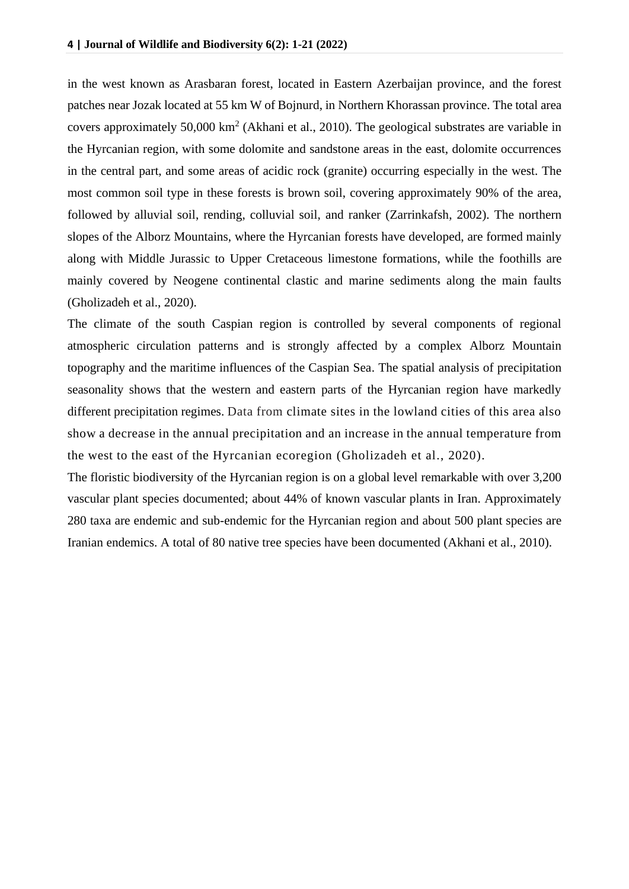in the west known as Arasbaran forest, located in Eastern Azerbaijan province, and the forest patches near Jozak located at 55 km W of Bojnurd, in Northern Khorassan province. The total area covers approximately 50,000 $km^2$ (Akhani et al., 2010). The geological substrates are variable in the Hyrcanian region, with some dolomite and sandstone areas in the east, dolomite occurrences in the central part, and some areas of acidic rock (granite) occurring especially in the west. The most common soil type in these forests is brown soil, covering approximately 90% of the area, followed by alluvial soil, rending, colluvial soil, and ranker (Zarrinkafsh, 2002). The northern slopes of the Alborz Mountains, where the Hyrcanian forests have developed, are formed mainly along with Middle Jurassic to Upper Cretaceous limestone formations, while the foothills are mainly covered by Neogene continental clastic and marine sediments along the main faults (Gholizadeh et al., 2020).

The climate of the south Caspian region is controlled by several components of regional atmospheric circulation patterns and is strongly affected by a complex Alborz Mountain topography and the maritime influences of the Caspian Sea. The spatial analysis of precipitation seasonality shows that the western and eastern parts of the Hyrcanian region have markedly different precipitation regimes. Data from climate sites in the lowland cities of this area also show a decrease in the annual precipitation and an increase in the annual temperature from the west to the east of the Hyrcanian ecoregion (Gholizadeh et al., 2020).

The floristic biodiversity of the Hyrcanian region is on a global level remarkable with over 3,200 vascular plant species documented; about 44% of known vascular plants in Iran. Approximately 280 taxa are endemic and sub-endemic for the Hyrcanian region and about 500 plant species are Iranian endemics. A total of 80 native tree species have been documented (Akhani et al., 2010).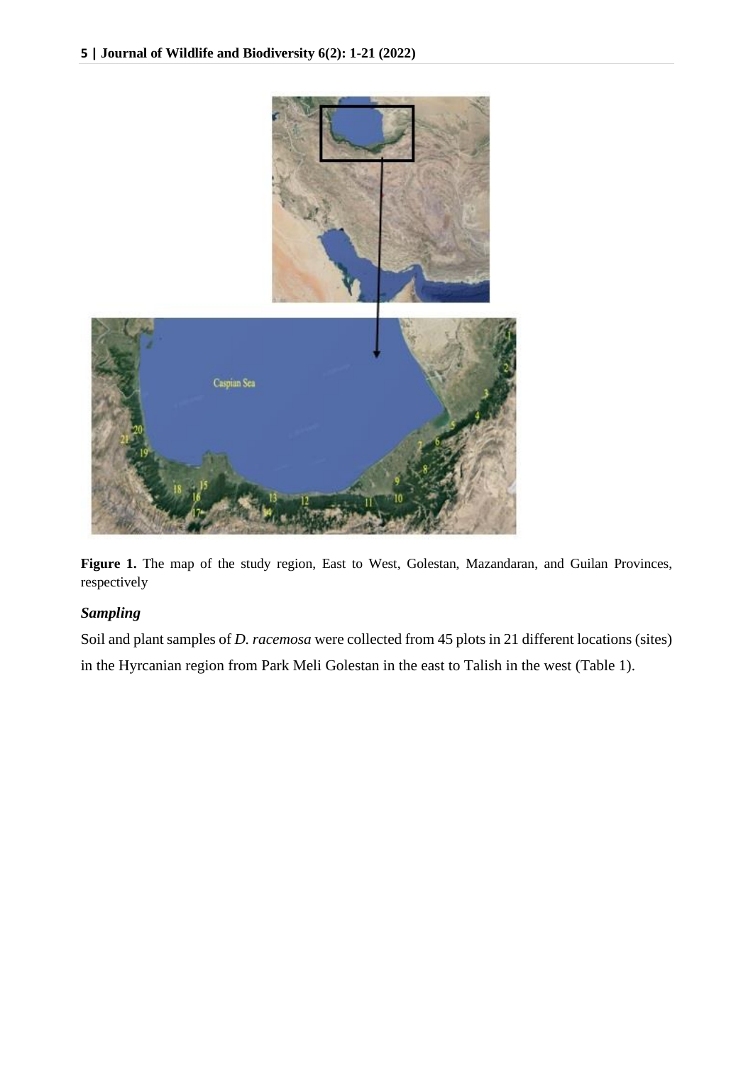**Figure 1.** The map of the study region, East to West, Golestan, Mazandaran, and Guilan Provinces, respectively

### *Sampling*

Soil and plant samples of *D. racemosa* were collected from 45 plots in 21 different locations (sites) in the Hyrcanian region from Park Meli Golestan in the east to Talish in the west (Table 1).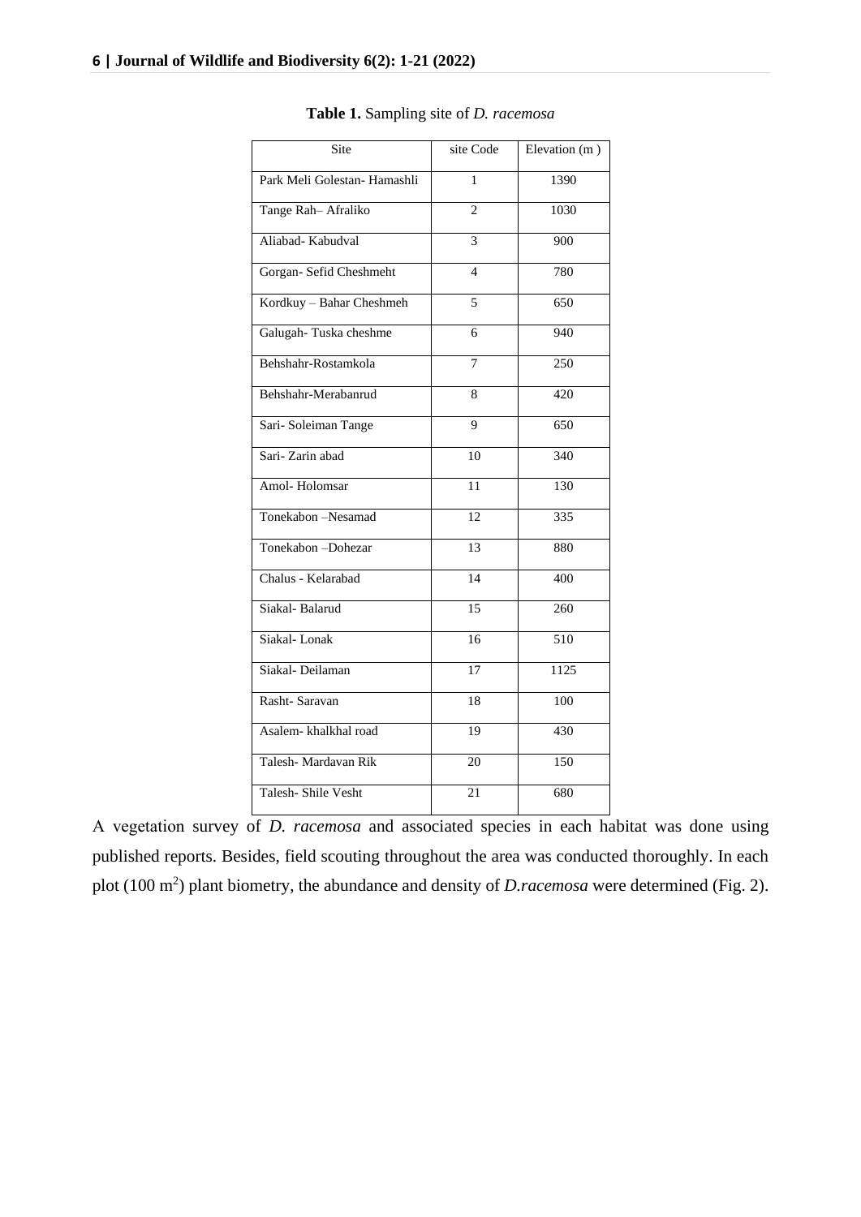**Table 1.** Sampling site of *D. racemosa*

| Site | site Code | Elevation (m ) |
|---|---|---|
| Park Meli Golestan- Hamashli | 1 | 1390 |
| Tange Rah– Afraliko | 2 | 1030 |
| Aliabad- Kabudval | 3 | 900 |
| Gorgan- Sefid Cheshmeht | 4 | 780 |
| Kordkuy – Bahar Cheshmeh | 5 | 650 |
| Galugah- Tuska cheshme | 6 | 940 |
| Behshahr-Rostamkola | 7 | 250 |
| Behshahr-Merabanrud | 8 | 420 |
| Sari- Soleiman Tange | 9 | 650 |
| Sari- Zarin abad | 10 | 340 |
| Amol- Holomsar | 11 | 130 |
| Tonekabon –Nesamad | 12 | 335 |
| Tonekabon –Dohezar | 13 | 880 |
| Chalus - Kelarabad | 14 | 400 |
| Siakal- Balarud | 15 | 260 |
| Siakal- Lonak | 16 | 510 |
| Siakal- Deilaman | 17 | 1125 |
| Rasht- Saravan | 18 | 100 |
| Asalem- khalkhal road | 19 | 430 |
| Talesh- Mardavan Rik | 20 | 150 |
| Talesh- Shile Vesht | 21 | 680 |

A vegetation survey of *D. racemosa* and associated species in each habitat was done using published reports. Besides, field scouting throughout the area was conducted thoroughly. In each plot (100 $m^2$) plant biometry, the abundance and density of *D.racemosa* were determined (Fig. 2).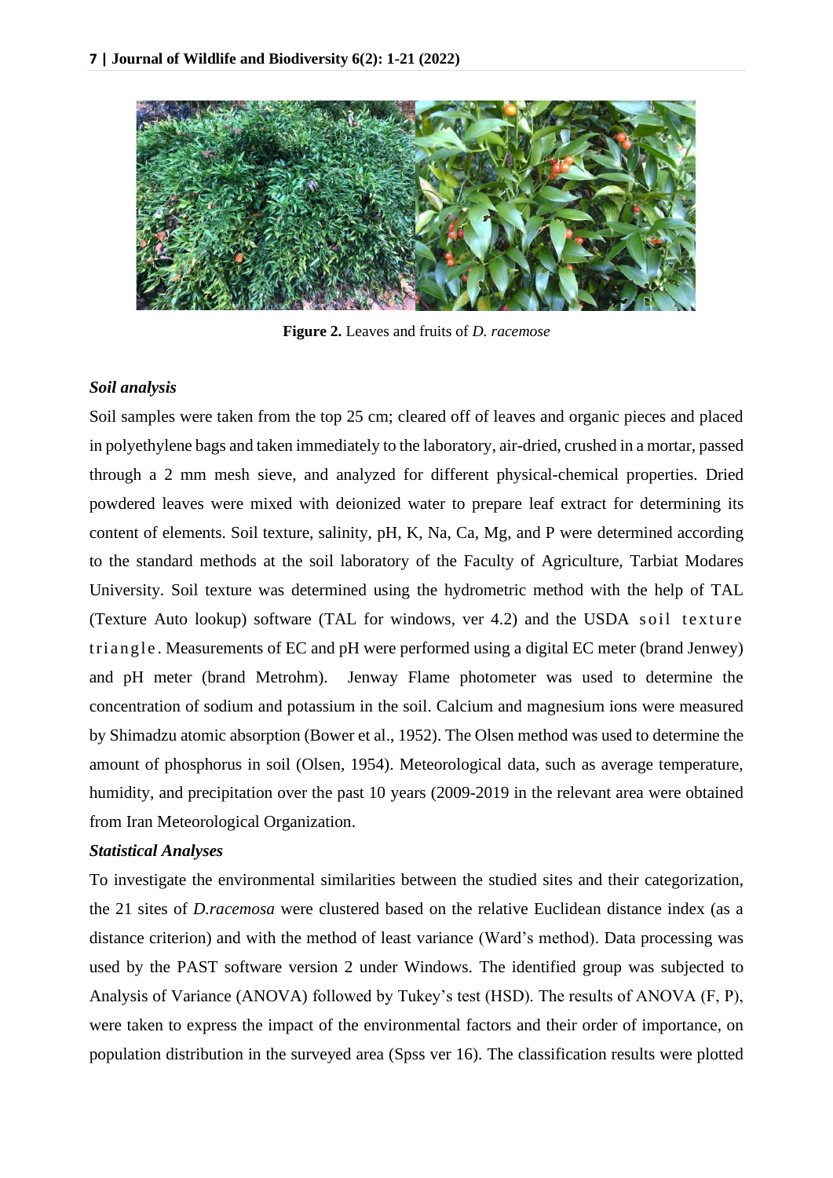**Figure 2.** Leaves and fruits of *D. racemose*

***Soil analysis***

Soil samples were taken from the top 25 cm; cleared off of leaves and organic pieces and placed in polyethylene bags and taken immediately to the laboratory, air-dried, crushed in a mortar, passed through a 2 mm mesh sieve, and analyzed for different physical-chemical properties. Dried powdered leaves were mixed with deionized water to prepare leaf extract for determining its content of elements. Soil texture, salinity, pH, K, Na, Ca, Mg, and P were determined according to the standard methods at the soil laboratory of the Faculty of Agriculture, Tarbiat Modares University. Soil texture was determined using the hydrometric method with the help of TAL (Texture Auto lookup) software (TAL for windows, ver 4.2) and the USDA soil texture triangle. Measurements of EC and pH were performed using a digital EC meter (brand Jenwey) and pH meter (brand Metrohm). Jenway Flame photometer was used to determine the concentration of sodium and potassium in the soil. Calcium and magnesium ions were measured by Shimadzu atomic absorption (Bower et al., 1952). The Olsen method was used to determine the amount of phosphorus in soil (Olsen, 1954). Meteorological data, such as average temperature, humidity, and precipitation over the past 10 years (2009-2019 in the relevant area were obtained from Iran Meteorological Organization.

***Statistical Analyses***

To investigate the environmental similarities between the studied sites and their categorization, the 21 sites of *D.racemosa* were clustered based on the relative Euclidean distance index (as a distance criterion) and with the method of least variance (Ward's method). Data processing was used by the PAST software version 2 under Windows. The identified group was subjected to Analysis of Variance (ANOVA) followed by Tukey's test (HSD). The results of ANOVA (F, P), were taken to express the impact of the environmental factors and their order of importance, on population distribution in the surveyed area (Spss ver 16). The classification results were plotted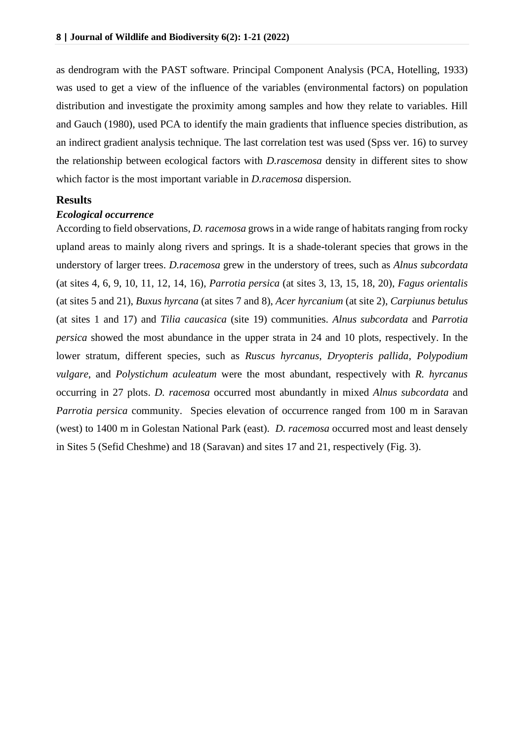as dendrogram with the PAST software. Principal Component Analysis (PCA, Hotelling, 1933) was used to get a view of the influence of the variables (environmental factors) on population distribution and investigate the proximity among samples and how they relate to variables. Hill and Gauch (1980), used PCA to identify the main gradients that influence species distribution, as an indirect gradient analysis technique. The last correlation test was used (Spss ver. 16) to survey the relationship between ecological factors with *D.rascemosa* density in different sites to show which factor is the most important variable in *D.racemosa* dispersion.

## Results

### *Ecological occurrence*

According to field observations, *D. racemosa* grows in a wide range of habitats ranging from rocky upland areas to mainly along rivers and springs. It is a shade-tolerant species that grows in the understory of larger trees. *D.racemosa* grew in the understory of trees, such as *Alnus subcordata* (at sites 4, 6, 9, 10, 11, 12, 14, 16), *Parrotia persica* (at sites 3, 13, 15, 18, 20), *Fagus orientalis* (at sites 5 and 21), *Buxus hyrcana* (at sites 7 and 8), *Acer hyrcanium* (at site 2), *Carpiunus betulus* (at sites 1 and 17) and *Tilia caucasica* (site 19) communities. *Alnus subcordata* and *Parrotia persica* showed the most abundance in the upper strata in 24 and 10 plots, respectively. In the lower stratum, different species, such as *Ruscus hyrcanus*, *Dryopteris pallida*, *Polypodium vulgare*, and *Polystichum aculeatum* were the most abundant, respectively with *R. hyrcanus* occurring in 27 plots. *D. racemosa* occurred most abundantly in mixed *Alnus subcordata* and *Parrotia persica* community. Species elevation of occurrence ranged from 100 m in Saravan (west) to 1400 m in Golestan National Park (east). *D. racemosa* occurred most and least densely in Sites 5 (Sefid Cheshme) and 18 (Saravan) and sites 17 and 21, respectively (Fig. 3).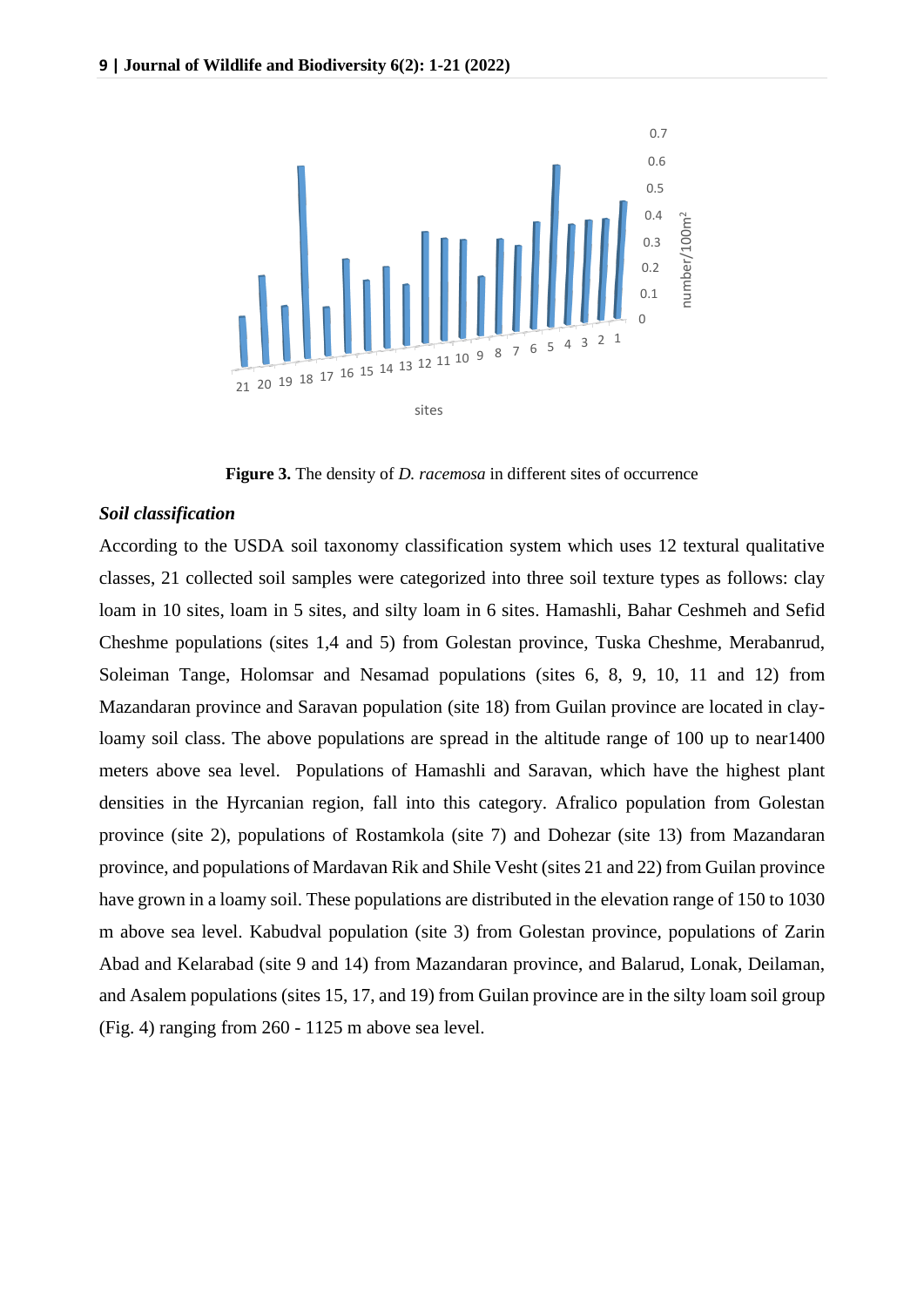**Figure 3.** The density of *D. racemosa* in different sites of occurrence

***Soil classification***

According to the USDA soil taxonomy classification system which uses 12 textural qualitative classes, 21 collected soil samples were categorized into three soil texture types as follows: clay loam in 10 sites, loam in 5 sites, and silty loam in 6 sites. Hamashli, Bahar Ceshmeh and Sefid Cheshme populations (sites 1,4 and 5) from Golestan province, Tuska Cheshme, Merabanrud, Soleiman Tange, Holomsar and Nesamad populations (sites 6, 8, 9, 10, 11 and 12) from Mazandaran province and Saravan population (site 18) from Guilan province are located in clay-loamy soil class. The above populations are spread in the altitude range of 100 up to near1400 meters above sea level. Populations of Hamashli and Saravan, which have the highest plant densities in the Hyrcanian region, fall into this category. Afralico population from Golestan province (site 2), populations of Rostamkola (site 7) and Dohezar (site 13) from Mazandaran province, and populations of Mardavan Rik and Shile Vesht (sites 21 and 22) from Guilan province have grown in a loamy soil. These populations are distributed in the elevation range of 150 to 1030 m above sea level. Kabudval population (site 3) from Golestan province, populations of Zarin Abad and Kelarabad (site 9 and 14) from Mazandaran province, and Balarud, Lonak, Deilaman, and Asalem populations (sites 15, 17, and 19) from Guilan province are in the silty loam soil group (Fig. 4) ranging from 260 - 1125 m above sea level.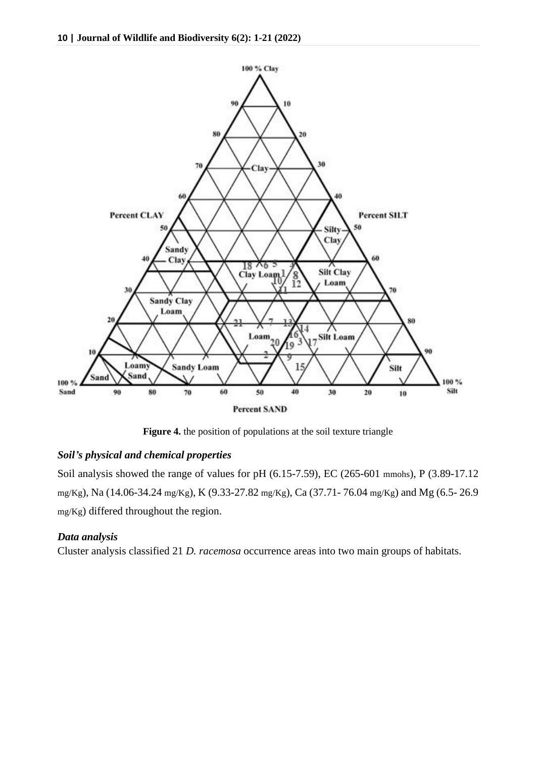**Figure 4.** the position of populations at the soil texture triangle

### *Soil's physical and chemical properties*

Soil analysis showed the range of values for pH (6.15-7.59), EC (265-601 mmohs), P (3.89-17.12 mg/Kg), Na (14.06-34.24 mg/Kg), K (9.33-27.82 mg/Kg), Ca (37.71- 76.04 mg/Kg) and Mg (6.5- 26.9 mg/Kg) differed throughout the region.

### *Data analysis*

Cluster analysis classified 21 *D. racemosa* occurrence areas into two main groups of habitats.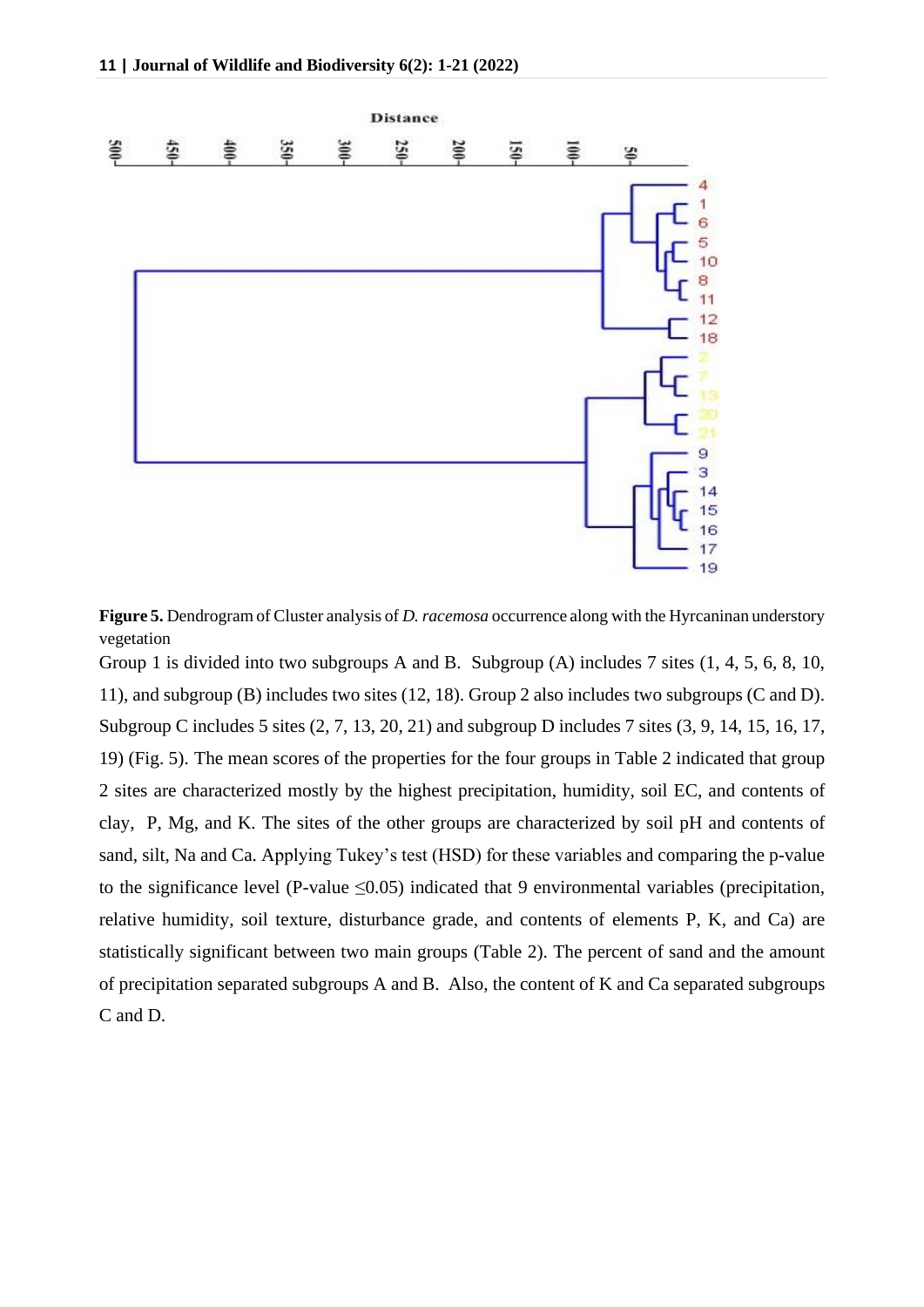**Figure 5.** Dendrogram of Cluster analysis of *D. racemosa* occurrence along with the Hyrcaninan understory vegetation

Group 1 is divided into two subgroups A and B. Subgroup (A) includes 7 sites (1, 4, 5, 6, 8, 10, 11), and subgroup (B) includes two sites (12, 18). Group 2 also includes two subgroups (C and D). Subgroup C includes 5 sites (2, 7, 13, 20, 21) and subgroup D includes 7 sites (3, 9, 14, 15, 16, 17, 19) (Fig. 5). The mean scores of the properties for the four groups in Table 2 indicated that group 2 sites are characterized mostly by the highest precipitation, humidity, soil EC, and contents of clay, P, Mg, and K. The sites of the other groups are characterized by soil pH and contents of sand, silt, Na and Ca. Applying Tukey's test (HSD) for these variables and comparing the p-value to the significance level (P-value $\leq 0.05$) indicated that 9 environmental variables (precipitation, relative humidity, soil texture, disturbance grade, and contents of elements P, K, and Ca) are statistically significant between two main groups (Table 2). The percent of sand and the amount of precipitation separated subgroups A and B. Also, the content of K and Ca separated subgroups C and D.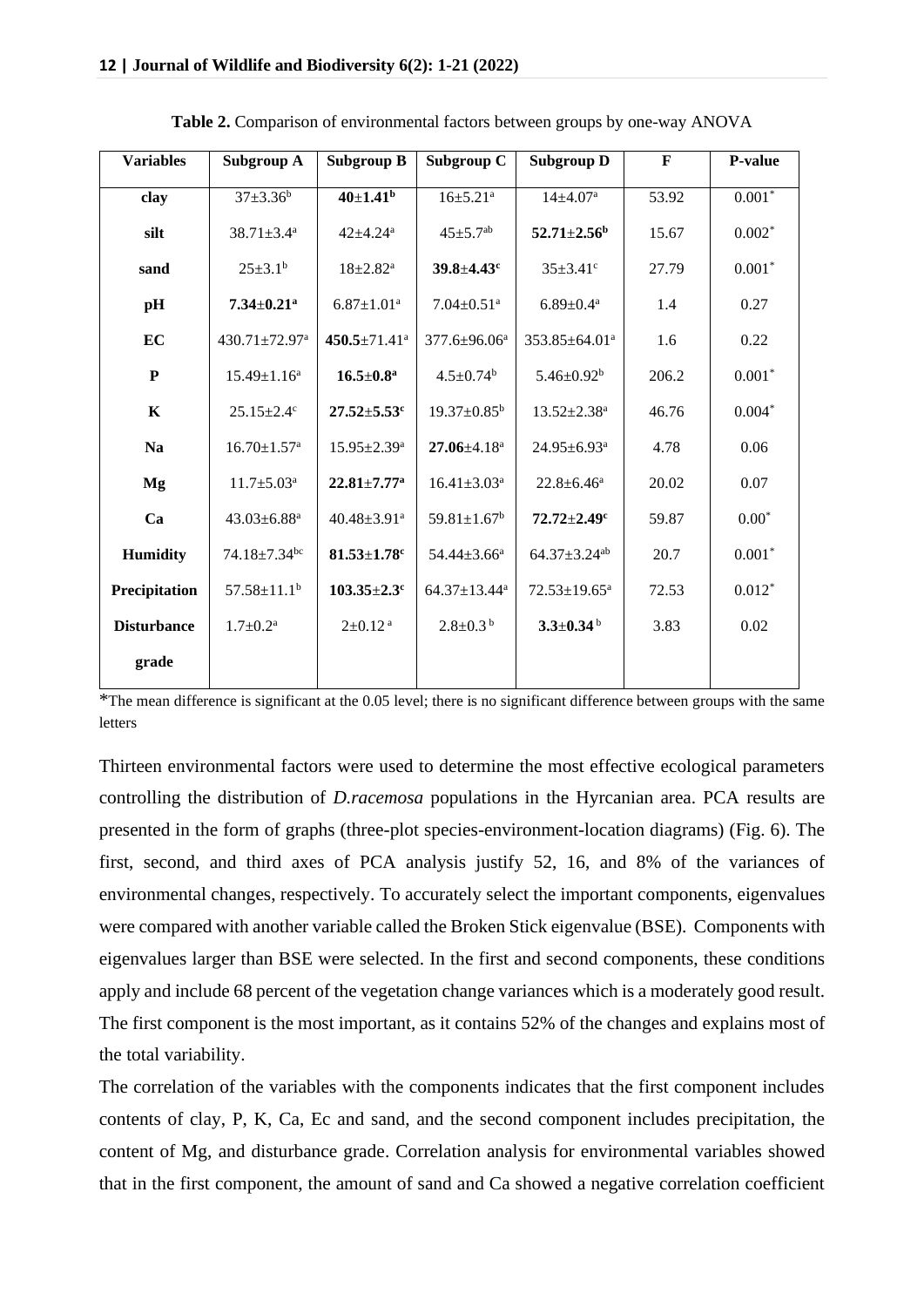**Table 2.** Comparison of environmental factors between groups by one-way ANOVA

| Variables | Subgroup A | Subgroup B | Subgroup C | Subgroup D | F | P-value |
|---|---|---|---|---|---|---|
| **clay** | 37±3.36$^{b}$ | **40±1.41$^{b}$** | 16±5.21$^{a}$ | 14±4.07$^{a}$ | 53.92 | 0.001$^{*}$ |
| **silt** | 38.71±3.4$^{a}$ | 42±4.24$^{a}$ | 45±5.7$^{ab}$ | **52.71±2.56$^{b}$** | 15.67 | 0.002$^{*}$ |
| **sand** | 25±3.1$^{b}$ | 18±2.82$^{a}$ | **39.8±4.43$^{c}$** | 35±3.41$^{c}$ | 27.79 | 0.001$^{*}$ |
| **pH** | **7.34±0.21$^{a}$** | 6.87±1.01$^{a}$ | 7.04±0.51$^{a}$ | 6.89±0.4$^{a}$ | 1.4 | 0.27 |
| **EC** | 430.71±72.97$^{a}$ | **450.5**±71.41$^{a}$ | 377.6±96.06$^{a}$ | 353.85±64.01$^{a}$ | 1.6 | 0.22 |
| **P** | 15.49±1.16$^{a}$ | **16.5±0.8$^{a}$** | 4.5±0.74$^{b}$ | 5.46±0.92$^{b}$ | 206.2 | 0.001$^{*}$ |
| **K** | 25.15±2.4$^{c}$ | **27.52±5.53$^{c}$** | 19.37±0.85$^{b}$ | 13.52±2.38$^{a}$ | 46.76 | 0.004$^{*}$ |
| **Na** | 16.70±1.57$^{a}$ | 15.95±2.39$^{a}$ | **27.06**±4.18$^{a}$ | 24.95±6.93$^{a}$ | 4.78 | 0.06 |
| **Mg** | 11.7±5.03$^{a}$ | **22.81±7.77$^{a}$** | 16.41±3.03$^{a}$ | 22.8±6.46$^{a}$ | 20.02 | 0.07 |
| **Ca** | 43.03±6.88$^{a}$ | 40.48±3.91$^{a}$ | 59.81±1.67$^{b}$ | **72.72±2.49$^{c}$** | 59.87 | 0.00$^{*}$ |
| **Humidity** | 74.18±7.34$^{bc}$ | **81.53±1.78$^{c}$** | 54.44±3.66$^{a}$ | 64.37±3.24$^{ab}$ | 20.7 | 0.001$^{*}$ |
| **Precipitation** | 57.58±11.1$^{b}$ | **103.35±2.3$^{c}$** | 64.37±13.44$^{a}$ | 72.53±19.65$^{a}$ | 72.53 | 0.012$^{*}$ |
| **Disturbance grade** | 1.7±0.2$^{a}$ | 2±0.12$^{a}$ | 2.8±0.3$^{b}$ | **3.3±0.34**$^{b}$ | 3.83 | 0.02 |

*The mean difference is significant at the 0.05 level; there is no significant difference between groups with the same letters

Thirteen environmental factors were used to determine the most effective ecological parameters controlling the distribution of *D.racemosa* populations in the Hyrcanian area. PCA results are presented in the form of graphs (three-plot species-environment-location diagrams) (Fig. 6). The first, second, and third axes of PCA analysis justify 52, 16, and 8% of the variances of environmental changes, respectively. To accurately select the important components, eigenvalues were compared with another variable called the Broken Stick eigenvalue (BSE). Components with eigenvalues larger than BSE were selected. In the first and second components, these conditions apply and include 68 percent of the vegetation change variances which is a moderately good result. The first component is the most important, as it contains 52% of the changes and explains most of the total variability.

The correlation of the variables with the components indicates that the first component includes contents of clay, P, K, Ca, Ec and sand, and the second component includes precipitation, the content of Mg, and disturbance grade. Correlation analysis for environmental variables showed that in the first component, the amount of sand and Ca showed a negative correlation coefficient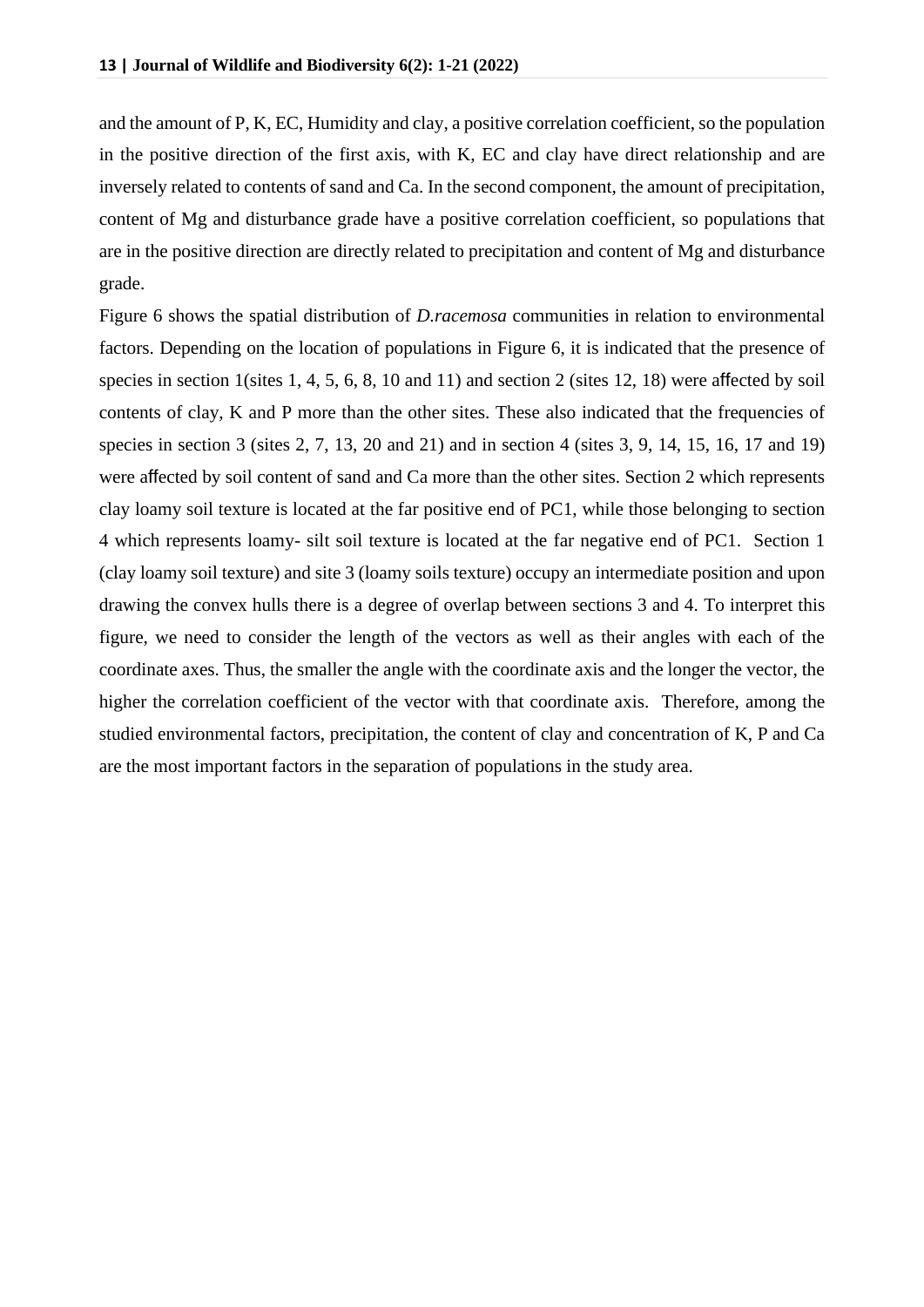and the amount of P, K, EC, Humidity and clay, a positive correlation coefficient, so the population in the positive direction of the first axis, with K, EC and clay have direct relationship and are inversely related to contents of sand and Ca. In the second component, the amount of precipitation, content of Mg and disturbance grade have a positive correlation coefficient, so populations that are in the positive direction are directly related to precipitation and content of Mg and disturbance grade.

Figure 6 shows the spatial distribution of *D.racemosa* communities in relation to environmental factors. Depending on the location of populations in Figure 6, it is indicated that the presence of species in section 1(sites 1, 4, 5, 6, 8, 10 and 11) and section 2 (sites 12, 18) were affected by soil contents of clay, K and P more than the other sites. These also indicated that the frequencies of species in section 3 (sites 2, 7, 13, 20 and 21) and in section 4 (sites 3, 9, 14, 15, 16, 17 and 19) were affected by soil content of sand and Ca more than the other sites. Section 2 which represents clay loamy soil texture is located at the far positive end of PC1, while those belonging to section 4 which represents loamy- silt soil texture is located at the far negative end of PC1. Section 1 (clay loamy soil texture) and site 3 (loamy soils texture) occupy an intermediate position and upon drawing the convex hulls there is a degree of overlap between sections 3 and 4. To interpret this figure, we need to consider the length of the vectors as well as their angles with each of the coordinate axes. Thus, the smaller the angle with the coordinate axis and the longer the vector, the higher the correlation coefficient of the vector with that coordinate axis. Therefore, among the studied environmental factors, precipitation, the content of clay and concentration of K, P and Ca are the most important factors in the separation of populations in the study area.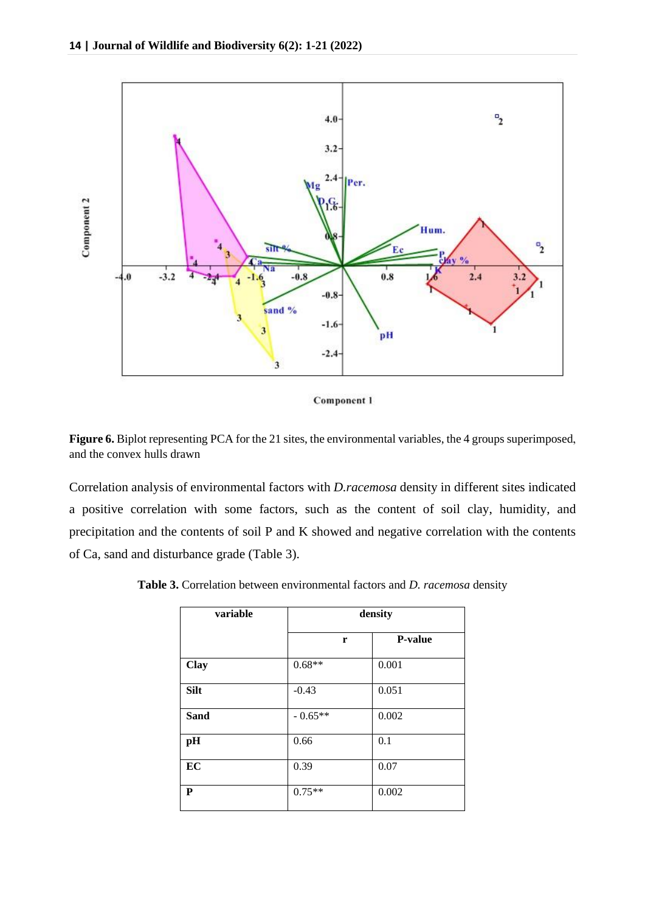**Figure 6.** Biplot representing PCA for the 21 sites, the environmental variables, the 4 groups superimposed, and the convex hulls drawn

Correlation analysis of environmental factors with *D.racemosa* density in different sites indicated a positive correlation with some factors, such as the content of soil clay, humidity, and precipitation and the contents of soil P and K showed and negative correlation with the contents of Ca, sand and disturbance grade (Table 3).

**Table 3.** Correlation between environmental factors and *D. racemosa* density

| variable | density | |
|---|---|---|
| | r | P-value |
| **Clay** | 0.68** | 0.001 |
| **Silt** | -0.43 | 0.051 |
| **Sand** | - 0.65** | 0.002 |
| **pH** | 0.66 | 0.1 |
| **EC** | 0.39 | 0.07 |
| **P** | 0.75** | 0.002 |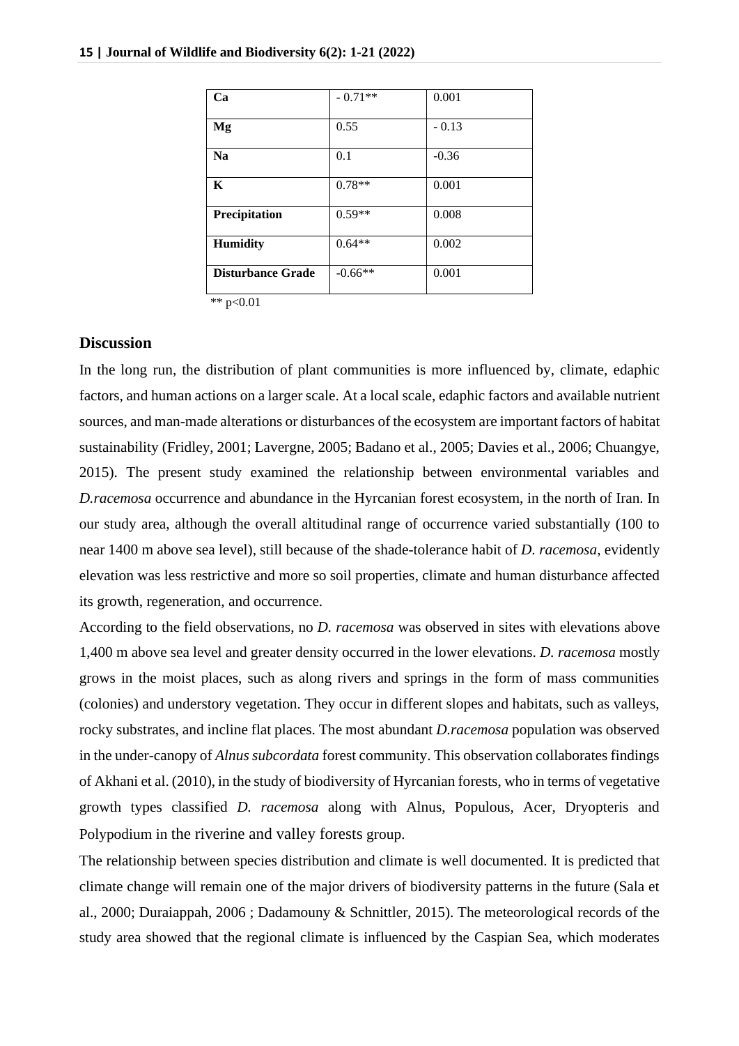| Ca | - 0.71** | 0.001 |
|---|---|---|
| Mg | 0.55 | - 0.13 |
| Na | 0.1 | -0.36 |
| K | 0.78** | 0.001 |
| Precipitation | 0.59** | 0.008 |
| Humidity | 0.64** | 0.002 |
| Disturbance Grade | -0.66** | 0.001 |

** $p<0.01$

## Discussion

In the long run, the distribution of plant communities is more influenced by, climate, edaphic factors, and human actions on a larger scale. At a local scale, edaphic factors and available nutrient sources, and man-made alterations or disturbances of the ecosystem are important factors of habitat sustainability (Fridley, 2001; Lavergne, 2005; Badano et al., 2005; Davies et al., 2006; Chuangye, 2015). The present study examined the relationship between environmental variables and *D.racemosa* occurrence and abundance in the Hyrcanian forest ecosystem, in the north of Iran. In our study area, although the overall altitudinal range of occurrence varied substantially (100 to near 1400 m above sea level), still because of the shade-tolerance habit of *D. racemosa*, evidently elevation was less restrictive and more so soil properties, climate and human disturbance affected its growth, regeneration, and occurrence.

According to the field observations, no *D. racemosa* was observed in sites with elevations above 1,400 m above sea level and greater density occurred in the lower elevations. *D. racemosa* mostly grows in the moist places, such as along rivers and springs in the form of mass communities (colonies) and understory vegetation. They occur in different slopes and habitats, such as valleys, rocky substrates, and incline flat places. The most abundant *D.racemosa* population was observed in the under-canopy of *Alnus subcordata* forest community. This observation collaborates findings of Akhani et al. (2010), in the study of biodiversity of Hyrcanian forests, who in terms of vegetative growth types classified *D. racemosa* along with Alnus, Populous, Acer, Dryopteris and Polypodium in the riverine and valley forests group.

The relationship between species distribution and climate is well documented. It is predicted that climate change will remain one of the major drivers of biodiversity patterns in the future (Sala et al., 2000; Duraiappah, 2006 ; Dadamouny & Schnittler, 2015). The meteorological records of the study area showed that the regional climate is influenced by the Caspian Sea, which moderates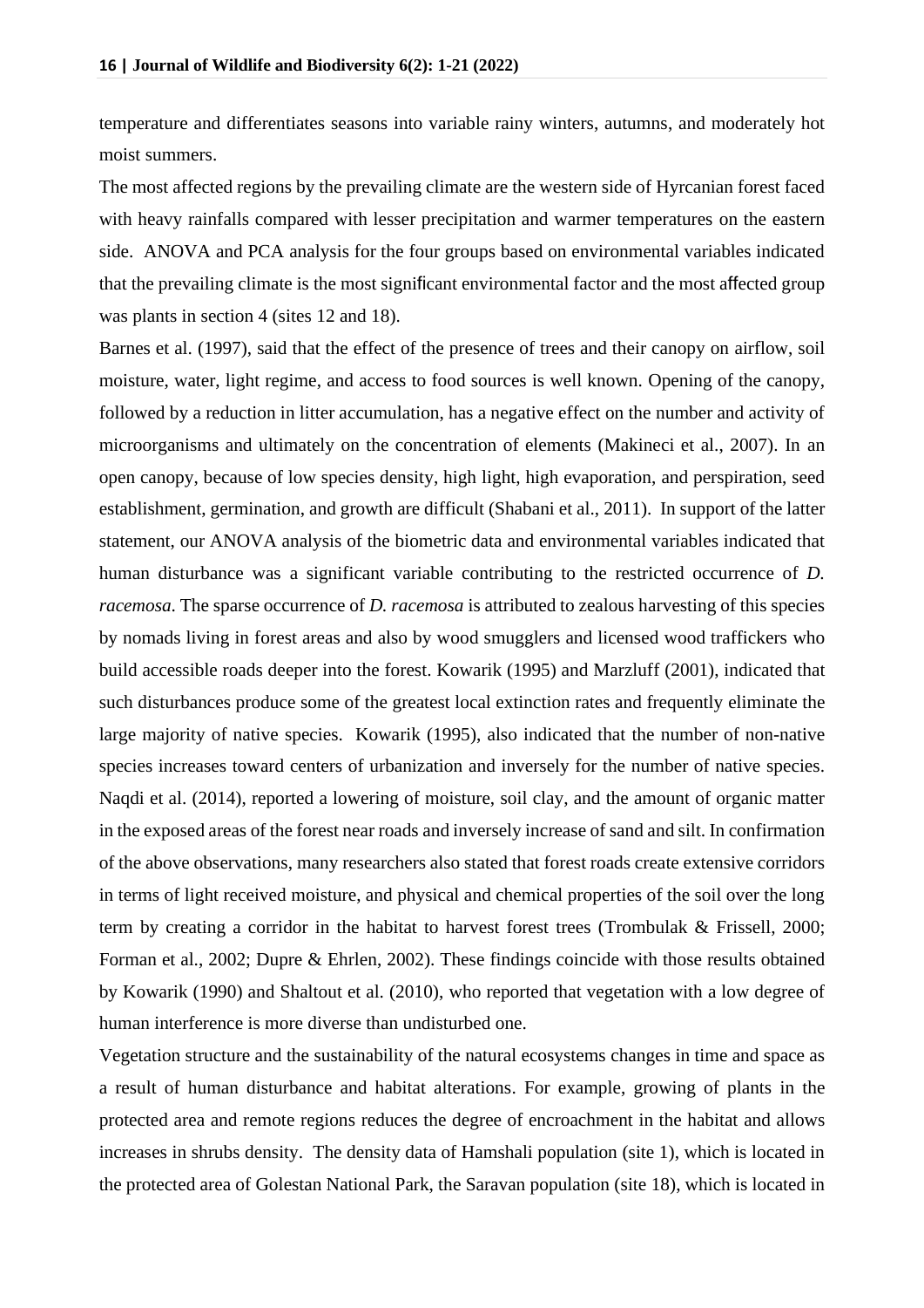temperature and differentiates seasons into variable rainy winters, autumns, and moderately hot moist summers.

The most affected regions by the prevailing climate are the western side of Hyrcanian forest faced with heavy rainfalls compared with lesser precipitation and warmer temperatures on the eastern side. ANOVA and PCA analysis for the four groups based on environmental variables indicated that the prevailing climate is the most significant environmental factor and the most affected group was plants in section 4 (sites 12 and 18).

Barnes et al. (1997), said that the effect of the presence of trees and their canopy on airflow, soil moisture, water, light regime, and access to food sources is well known. Opening of the canopy, followed by a reduction in litter accumulation, has a negative effect on the number and activity of microorganisms and ultimately on the concentration of elements (Makineci et al., 2007). In an open canopy, because of low species density, high light, high evaporation, and perspiration, seed establishment, germination, and growth are difficult (Shabani et al., 2011). In support of the latter statement, our ANOVA analysis of the biometric data and environmental variables indicated that human disturbance was a significant variable contributing to the restricted occurrence of *D. racemosa*. The sparse occurrence of *D. racemosa* is attributed to zealous harvesting of this species by nomads living in forest areas and also by wood smugglers and licensed wood traffickers who build accessible roads deeper into the forest. Kowarik (1995) and Marzluff (2001), indicated that such disturbances produce some of the greatest local extinction rates and frequently eliminate the large majority of native species. Kowarik (1995), also indicated that the number of non-native species increases toward centers of urbanization and inversely for the number of native species. Naqdi et al. (2014), reported a lowering of moisture, soil clay, and the amount of organic matter in the exposed areas of the forest near roads and inversely increase of sand and silt. In confirmation of the above observations, many researchers also stated that forest roads create extensive corridors in terms of light received moisture, and physical and chemical properties of the soil over the long term by creating a corridor in the habitat to harvest forest trees (Trombulak & Frissell, 2000; Forman et al., 2002; Dupre & Ehrlen, 2002). These findings coincide with those results obtained by Kowarik (1990) and Shaltout et al. (2010), who reported that vegetation with a low degree of human interference is more diverse than undisturbed one.

Vegetation structure and the sustainability of the natural ecosystems changes in time and space as a result of human disturbance and habitat alterations. For example, growing of plants in the protected area and remote regions reduces the degree of encroachment in the habitat and allows increases in shrubs density. The density data of Hamshali population (site 1), which is located in the protected area of Golestan National Park, the Saravan population (site 18), which is located in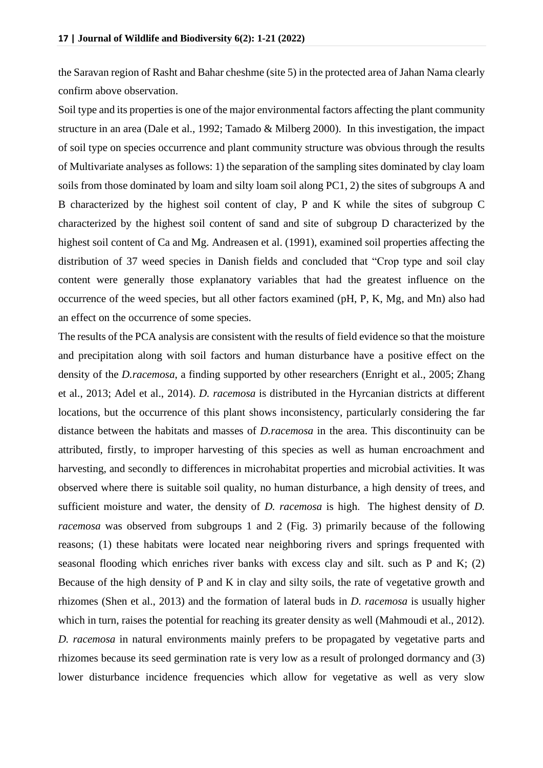the Saravan region of Rasht and Bahar cheshme (site 5) in the protected area of Jahan Nama clearly confirm above observation.

Soil type and its properties is one of the major environmental factors affecting the plant community structure in an area (Dale et al., 1992; Tamado & Milberg 2000). In this investigation, the impact of soil type on species occurrence and plant community structure was obvious through the results of Multivariate analyses as follows: 1) the separation of the sampling sites dominated by clay loam soils from those dominated by loam and silty loam soil along PC1, 2) the sites of subgroups A and B characterized by the highest soil content of clay, P and K while the sites of subgroup C characterized by the highest soil content of sand and site of subgroup D characterized by the highest soil content of Ca and Mg. Andreasen et al. (1991), examined soil properties affecting the distribution of 37 weed species in Danish fields and concluded that "Crop type and soil clay content were generally those explanatory variables that had the greatest influence on the occurrence of the weed species, but all other factors examined (pH, P, K, Mg, and Mn) also had an effect on the occurrence of some species.

The results of the PCA analysis are consistent with the results of field evidence so that the moisture and precipitation along with soil factors and human disturbance have a positive effect on the density of the *D.racemosa*, a finding supported by other researchers (Enright et al., 2005; Zhang et al., 2013; Adel et al., 2014). *D. racemosa* is distributed in the Hyrcanian districts at different locations, but the occurrence of this plant shows inconsistency, particularly considering the far distance between the habitats and masses of *D.racemosa* in the area. This discontinuity can be attributed, firstly, to improper harvesting of this species as well as human encroachment and harvesting, and secondly to differences in microhabitat properties and microbial activities. It was observed where there is suitable soil quality, no human disturbance, a high density of trees, and sufficient moisture and water, the density of *D. racemosa* is high. The highest density of *D. racemosa* was observed from subgroups 1 and 2 (Fig. 3) primarily because of the following reasons; (1) these habitats were located near neighboring rivers and springs frequented with seasonal flooding which enriches river banks with excess clay and silt. such as P and K; (2) Because of the high density of P and K in clay and silty soils, the rate of vegetative growth and rhizomes (Shen et al., 2013) and the formation of lateral buds in *D. racemosa* is usually higher which in turn, raises the potential for reaching its greater density as well (Mahmoudi et al., 2012). *D. racemosa* in natural environments mainly prefers to be propagated by vegetative parts and rhizomes because its seed germination rate is very low as a result of prolonged dormancy and (3) lower disturbance incidence frequencies which allow for vegetative as well as very slow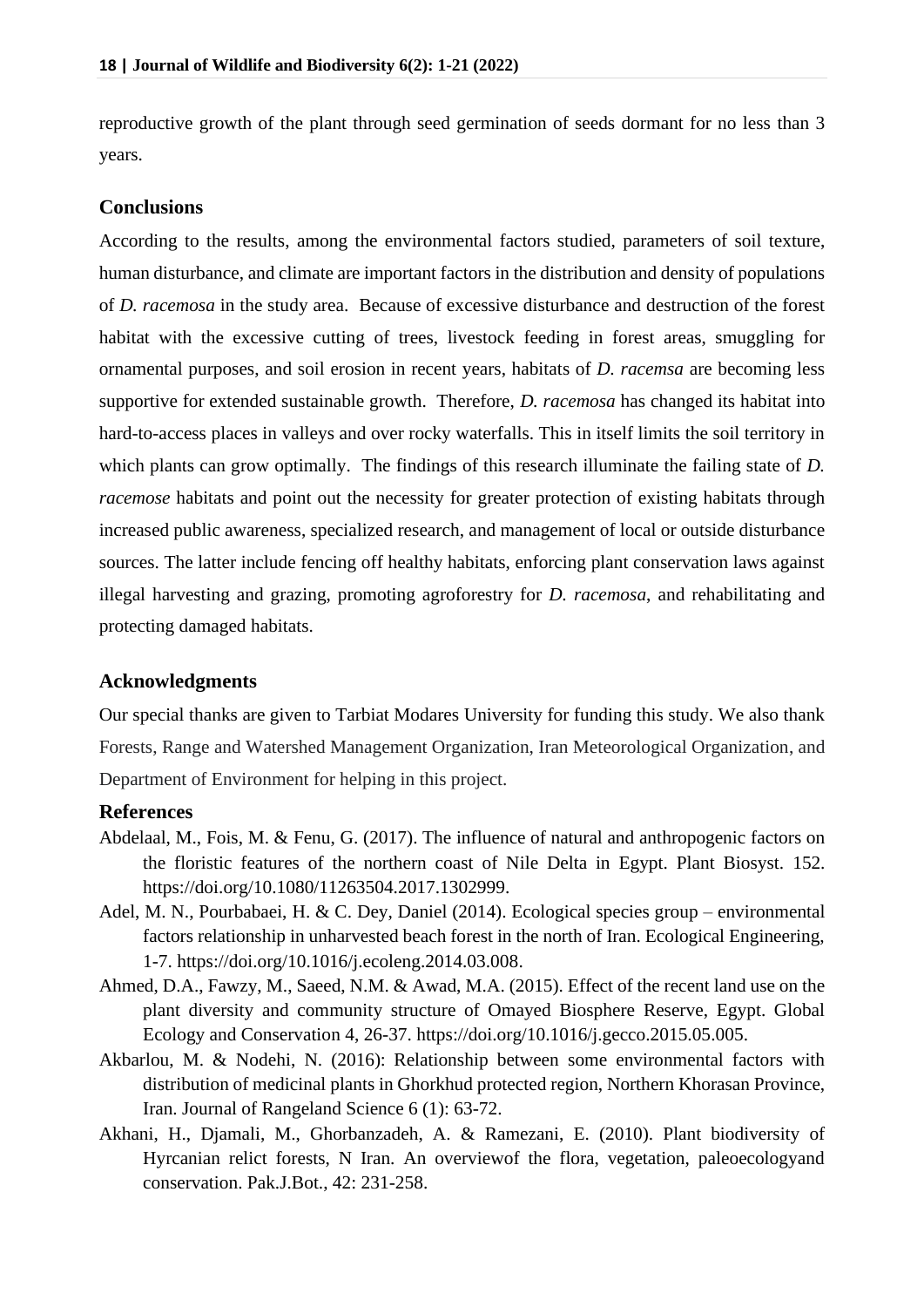reproductive growth of the plant through seed germination of seeds dormant for no less than 3 years.

## Conclusions

According to the results, among the environmental factors studied, parameters of soil texture, human disturbance, and climate are important factors in the distribution and density of populations of *D. racemosa* in the study area. Because of excessive disturbance and destruction of the forest habitat with the excessive cutting of trees, livestock feeding in forest areas, smuggling for ornamental purposes, and soil erosion in recent years, habitats of *D. racemsa* are becoming less supportive for extended sustainable growth. Therefore, *D. racemosa* has changed its habitat into hard-to-access places in valleys and over rocky waterfalls. This in itself limits the soil territory in which plants can grow optimally. The findings of this research illuminate the failing state of *D. racemose* habitats and point out the necessity for greater protection of existing habitats through increased public awareness, specialized research, and management of local or outside disturbance sources. The latter include fencing off healthy habitats, enforcing plant conservation laws against illegal harvesting and grazing, promoting agroforestry for *D. racemosa*, and rehabilitating and protecting damaged habitats.

## Acknowledgments

Our special thanks are given to Tarbiat Modares University for funding this study. We also thank Forests, Range and Watershed Management Organization, Iran Meteorological Organization, and Department of Environment for helping in this project.

## References

Abdelaal, M., Fois, M. & Fenu, G. (2017). The influence of natural and anthropogenic factors on the floristic features of the northern coast of Nile Delta in Egypt. Plant Biosyst. 152. https://doi.org/10.1080/11263504.2017.1302999.

Adel, M. N., Pourbabaei, H. & C. Dey, Daniel (2014). Ecological species group – environmental factors relationship in unharvested beach forest in the north of Iran. Ecological Engineering, 1-7. https://doi.org/10.1016/j.ecoleng.2014.03.008.

Ahmed, D.A., Fawzy, M., Saeed, N.M. & Awad, M.A. (2015). Effect of the recent land use on the plant diversity and community structure of Omayed Biosphere Reserve, Egypt. Global Ecology and Conservation 4, 26-37. https://doi.org/10.1016/j.gecco.2015.05.005.

Akbarlou, M. & Nodehi, N. (2016): Relationship between some environmental factors with distribution of medicinal plants in Ghorkhud protected region, Northern Khorasan Province, Iran. Journal of Rangeland Science 6 (1): 63-72.

Akhani, H., Djamali, M., Ghorbanzadeh, A. & Ramezani, E. (2010). Plant biodiversity of Hyrcanian relict forests, N Iran. An overviewof the flora, vegetation, paleoecologyand conservation. Pak.J.Bot., 42: 231-258.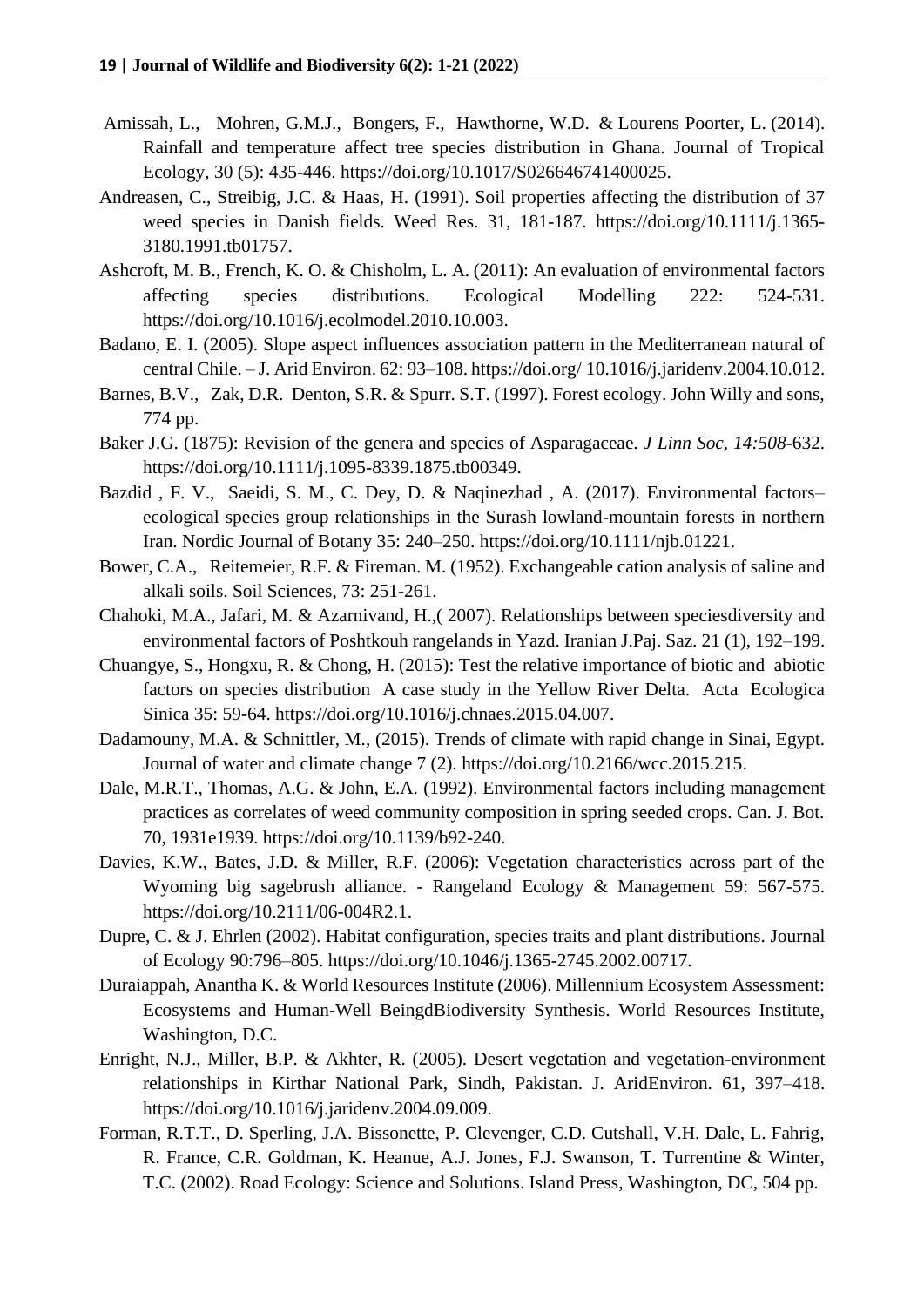Amissah, L., Mohren, G.M.J., Bongers, F., Hawthorne, W.D. & Lourens Poorter, L. (2014). Rainfall and temperature affect tree species distribution in Ghana. Journal of Tropical Ecology, 30 (5): 435-446. https://doi.org/10.1017/S026646741400025.

Andreasen, C., Streibig, J.C. & Haas, H. (1991). Soil properties affecting the distribution of 37 weed species in Danish fields. Weed Res. 31, 181-187. https://doi.org/10.1111/j.1365-3180.1991.tb01757.

Ashcroft, M. B., French, K. O. & Chisholm, L. A. (2011): An evaluation of environmental factors affecting species distributions. Ecological Modelling 222: 524-531. https://doi.org/10.1016/j.ecolmodel.2010.10.003.

Badano, E. I. (2005). Slope aspect influences association pattern in the Mediterranean natural of central Chile. – J. Arid Environ. 62: 93–108. https://doi.org/ 10.1016/j.jaridenv.2004.10.012.

Barnes, B.V., Zak, D.R. Denton, S.R. & Spurr. S.T. (1997). Forest ecology. John Willy and sons, 774 pp.

Baker J.G. (1875): Revision of the genera and species of Asparagaceae. *J Linn Soc, 14:508*-632. https://doi.org/10.1111/j.1095-8339.1875.tb00349.

Bazdid , F. V., Saeidi, S. M., C. Dey, D. & Naqinezhad , A. (2017). Environmental factors–ecological species group relationships in the Surash lowland-mountain forests in northern Iran. Nordic Journal of Botany 35: 240–250. https://doi.org/10.1111/njb.01221.

Bower, C.A., Reitemeier, R.F. & Fireman. M. (1952). Exchangeable cation analysis of saline and alkali soils. Soil Sciences, 73: 251-261.

Chahoki, M.A., Jafari, M. & Azarnivand, H.,( 2007). Relationships between speciesdiversity and environmental factors of Poshtkouh rangelands in Yazd. Iranian J.Paj. Saz. 21 (1), 192–199.

Chuangye, S., Hongxu, R. & Chong, H. (2015): Test the relative importance of biotic and abiotic factors on species distribution A case study in the Yellow River Delta. Acta Ecologica Sinica 35: 59-64. https://doi.org/10.1016/j.chnaes.2015.04.007.

Dadamouny, M.A. & Schnittler, M., (2015). Trends of climate with rapid change in Sinai, Egypt. Journal of water and climate change 7 (2). https://doi.org/10.2166/wcc.2015.215.

Dale, M.R.T., Thomas, A.G. & John, E.A. (1992). Environmental factors including management practices as correlates of weed community composition in spring seeded crops. Can. J. Bot. 70, 1931e1939. https://doi.org/10.1139/b92-240.

Davies, K.W., Bates, J.D. & Miller, R.F. (2006): Vegetation characteristics across part of the Wyoming big sagebrush alliance. - Rangeland Ecology & Management 59: 567-575. https://doi.org/10.2111/06-004R2.1.

Dupre, C. & J. Ehrlen (2002). Habitat configuration, species traits and plant distributions. Journal of Ecology 90:796–805. https://doi.org/10.1046/j.1365-2745.2002.00717.

Duraiappah, Anantha K. & World Resources Institute (2006). Millennium Ecosystem Assessment: Ecosystems and Human-Well BeingdBiodiversity Synthesis. World Resources Institute, Washington, D.C.

Enright, N.J., Miller, B.P. & Akhter, R. (2005). Desert vegetation and vegetation-environment relationships in Kirthar National Park, Sindh, Pakistan. J. AridEnviron. 61, 397–418. https://doi.org/10.1016/j.jaridenv.2004.09.009.

Forman, R.T.T., D. Sperling, J.A. Bissonette, P. Clevenger, C.D. Cutshall, V.H. Dale, L. Fahrig, R. France, C.R. Goldman, K. Heanue, A.J. Jones, F.J. Swanson, T. Turrentine & Winter, T.C. (2002). Road Ecology: Science and Solutions. Island Press, Washington, DC, 504 pp.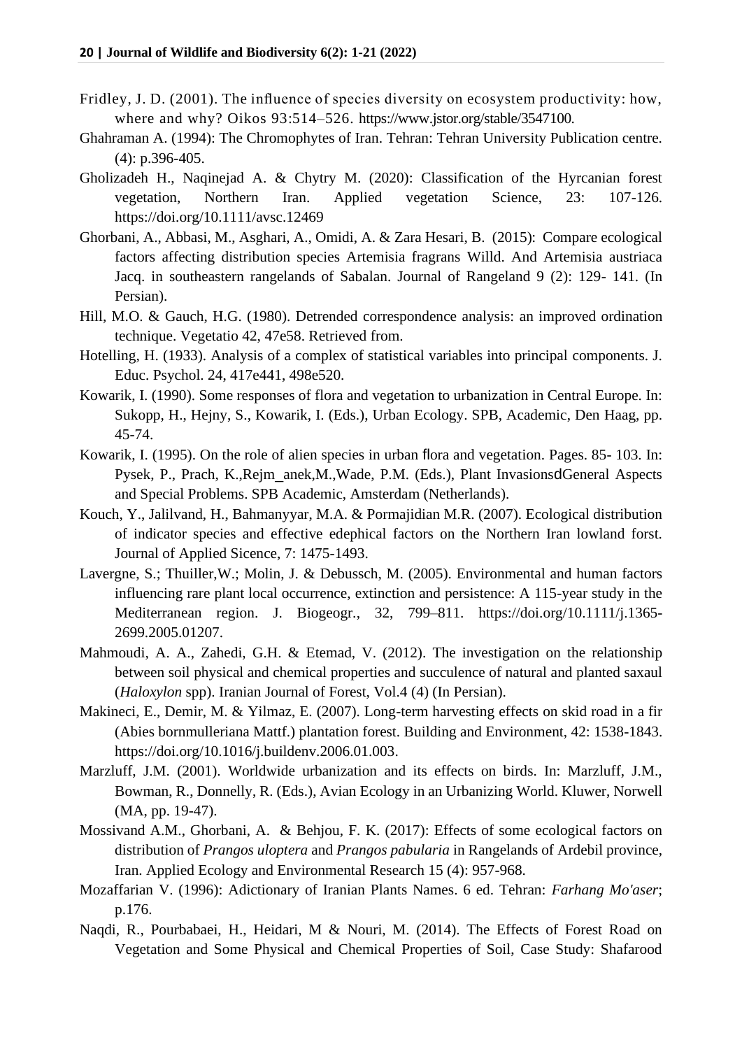Fridley, J. D. (2001). The influence of species diversity on ecosystem productivity: how, where and why? Oikos 93:514–526. https://www.jstor.org/stable/3547100.

Ghahraman A. (1994): The Chromophytes of Iran. Tehran: Tehran University Publication centre. (4): p.396-405.

Gholizadeh H., Naqinejad A. & Chytry M. (2020): Classification of the Hyrcanian forest vegetation, Northern Iran. Applied vegetation Science, 23: 107-126. https://doi.org/10.1111/avsc.12469

Ghorbani, A., Abbasi, M., Asghari, A., Omidi, A. & Zara Hesari, B. (2015): Compare ecological factors affecting distribution species Artemisia fragrans Willd. And Artemisia austriaca Jacq. in southeastern rangelands of Sabalan. Journal of Rangeland 9 (2): 129- 141. (In Persian).

Hill, M.O. & Gauch, H.G. (1980). Detrended correspondence analysis: an improved ordination technique. Vegetatio 42, 47e58. Retrieved from.

Hotelling, H. (1933). Analysis of a complex of statistical variables into principal components. J. Educ. Psychol. 24, 417e441, 498e520.

Kowarik, I. (1990). Some responses of flora and vegetation to urbanization in Central Europe. In: Sukopp, H., Hejny, S., Kowarik, I. (Eds.), Urban Ecology. SPB, Academic, Den Haag, pp. 45-74.

Kowarik, I. (1995). On the role of alien species in urban flora and vegetation. Pages. 85- 103. In: Pysek, P., Prach, K.,Rejm_anek,M.,Wade, P.M. (Eds.), Plant InvasionsdGeneral Aspects and Special Problems. SPB Academic, Amsterdam (Netherlands).

Kouch, Y., Jalilvand, H., Bahmanyyar, M.A. & Pormajidian M.R. (2007). Ecological distribution of indicator species and effective edephical factors on the Northern Iran lowland forst. Journal of Applied Sicence, 7: 1475-1493.

Lavergne, S.; Thuiller,W.; Molin, J. & Debussch, M. (2005). Environmental and human factors influencing rare plant local occurrence, extinction and persistence: A 115-year study in the Mediterranean region. J. Biogeogr., 32, 799–811. https://doi.org/10.1111/j.1365-2699.2005.01207.

Mahmoudi, A. A., Zahedi, G.H. & Etemad, V. (2012). The investigation on the relationship between soil physical and chemical properties and succulence of natural and planted saxaul (*Haloxylon* spp). Iranian Journal of Forest, Vol.4 (4) (In Persian).

Makineci, E., Demir, M. & Yilmaz, E. (2007). Long-term harvesting effects on skid road in a fir (Abies bornmulleriana Mattf.) plantation forest. Building and Environment, 42: 1538-1843. https://doi.org/10.1016/j.buildenv.2006.01.003.

Marzluff, J.M. (2001). Worldwide urbanization and its effects on birds. In: Marzluff, J.M., Bowman, R., Donnelly, R. (Eds.), Avian Ecology in an Urbanizing World. Kluwer, Norwell (MA, pp. 19-47).

Mossivand A.M., Ghorbani, A. & Behjou, F. K. (2017): Effects of some ecological factors on distribution of *Prangos uloptera* and *Prangos pabularia* in Rangelands of Ardebil province, Iran. Applied Ecology and Environmental Research 15 (4): 957-968.

Mozaffarian V. (1996): Adictionary of Iranian Plants Names. 6 ed. Tehran: *Farhang Mo'aser*; p.176.

Naqdi, R., Pourbabaei, H., Heidari, M & Nouri, M. (2014). The Effects of Forest Road on Vegetation and Some Physical and Chemical Properties of Soil, Case Study: Shafarood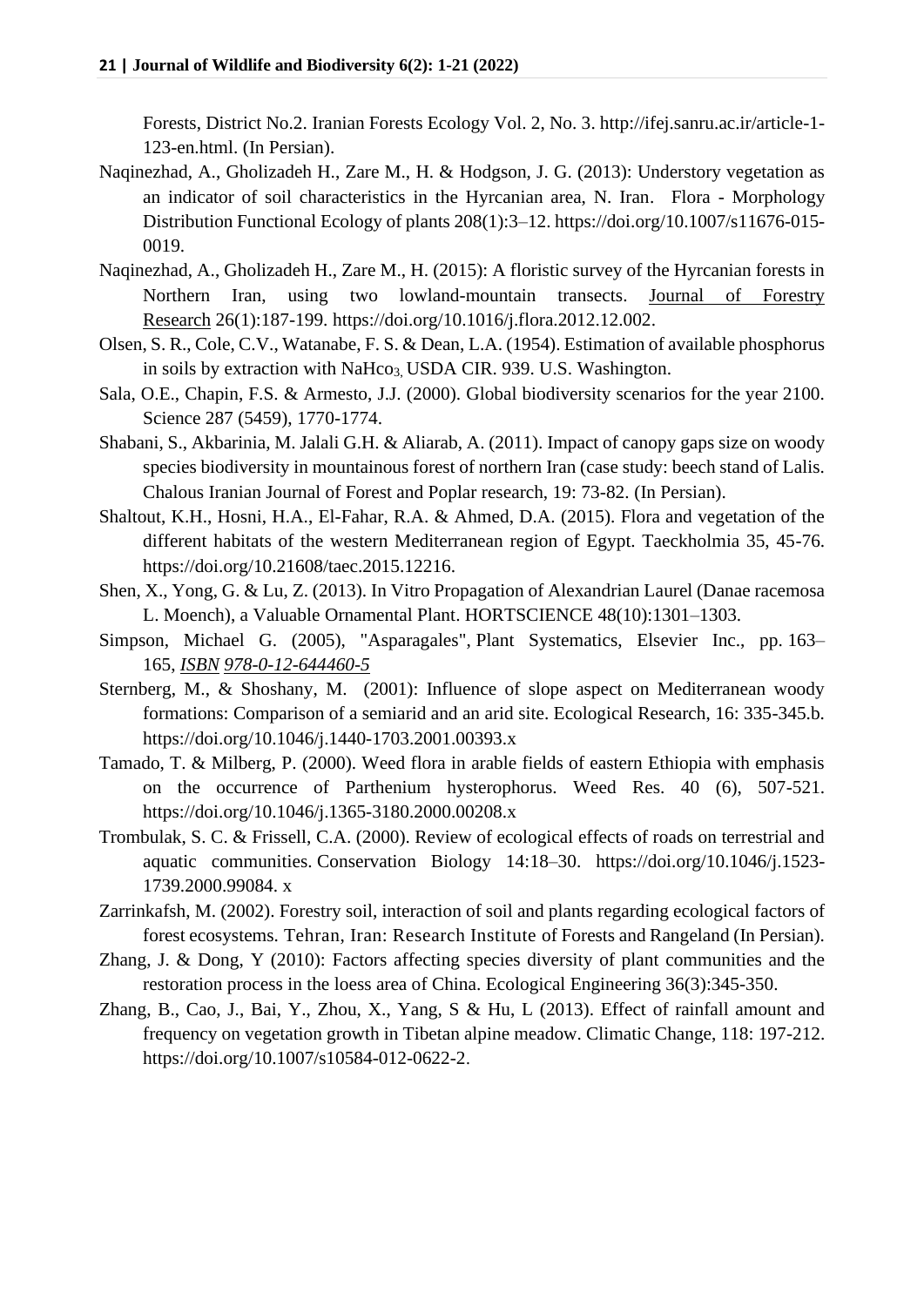Forests, District No.2. Iranian Forests Ecology Vol. 2, No. 3. http://ifej.sanru.ac.ir/article-1-123-en.html. (In Persian).

Naqinezhad, A., Gholizadeh H., Zare M., H. & Hodgson, J. G. (2013): Understory vegetation as an indicator of soil characteristics in the Hyrcanian area, N. Iran. Flora - Morphology Distribution Functional Ecology of plants 208(1):3–12. https://doi.org/10.1007/s11676-015-0019.

Naqinezhad, A., Gholizadeh H., Zare M., H. (2015): A floristic survey of the Hyrcanian forests in Northern Iran, using two lowland-mountain transects. Journal of Forestry Research 26(1):187-199. https://doi.org/10.1016/j.flora.2012.12.002.

Olsen, S. R., Cole, C.V., Watanabe, F. S. & Dean, L.A. (1954). Estimation of available phosphorus in soils by extraction with $NaHco_3$, USDA CIR. 939. U.S. Washington.

Sala, O.E., Chapin, F.S. & Armesto, J.J. (2000). Global biodiversity scenarios for the year 2100. Science 287 (5459), 1770-1774.

Shabani, S., Akbarinia, M. Jalali G.H. & Aliarab, A. (2011). Impact of canopy gaps size on woody species biodiversity in mountainous forest of northern Iran (case study: beech stand of Lalis. Chalous Iranian Journal of Forest and Poplar research, 19: 73-82. (In Persian).

Shaltout, K.H., Hosni, H.A., El-Fahar, R.A. & Ahmed, D.A. (2015). Flora and vegetation of the different habitats of the western Mediterranean region of Egypt. Taeckholmia 35, 45-76. https://doi.org/10.21608/taec.2015.12216.

Shen, X., Yong, G. & Lu, Z. (2013). In Vitro Propagation of Alexandrian Laurel (Danae racemosa L. Moench), a Valuable Ornamental Plant. HORTSCIENCE 48(10):1301–1303.

Simpson, Michael G. (2005), "Asparagales", Plant Systematics, Elsevier Inc., pp. 163–165, *ISBN 978-0-12-644460-5*

Sternberg, M., & Shoshany, M. (2001): Influence of slope aspect on Mediterranean woody formations: Comparison of a semiarid and an arid site. Ecological Research, 16: 335-345.b. https://doi.org/10.1046/j.1440-1703.2001.00393.x

Tamado, T. & Milberg, P. (2000). Weed flora in arable fields of eastern Ethiopia with emphasis on the occurrence of Parthenium hysterophorus. Weed Res. 40 (6), 507-521. https://doi.org/10.1046/j.1365-3180.2000.00208.x

Trombulak, S. C. & Frissell, C.A. (2000). Review of ecological effects of roads on terrestrial and aquatic communities. Conservation Biology 14:18–30. https://doi.org/10.1046/j.1523-1739.2000.99084. x

Zarrinkafsh, M. (2002). Forestry soil, interaction of soil and plants regarding ecological factors of forest ecosystems. Tehran, Iran: Research Institute of Forests and Rangeland (In Persian).

Zhang, J. & Dong, Y (2010): Factors affecting species diversity of plant communities and the restoration process in the loess area of China. Ecological Engineering 36(3):345-350.

Zhang, B., Cao, J., Bai, Y., Zhou, X., Yang, S & Hu, L (2013). Effect of rainfall amount and frequency on vegetation growth in Tibetan alpine meadow. Climatic Change, 118: 197-212. https://doi.org/10.1007/s10584-012-0622-2.